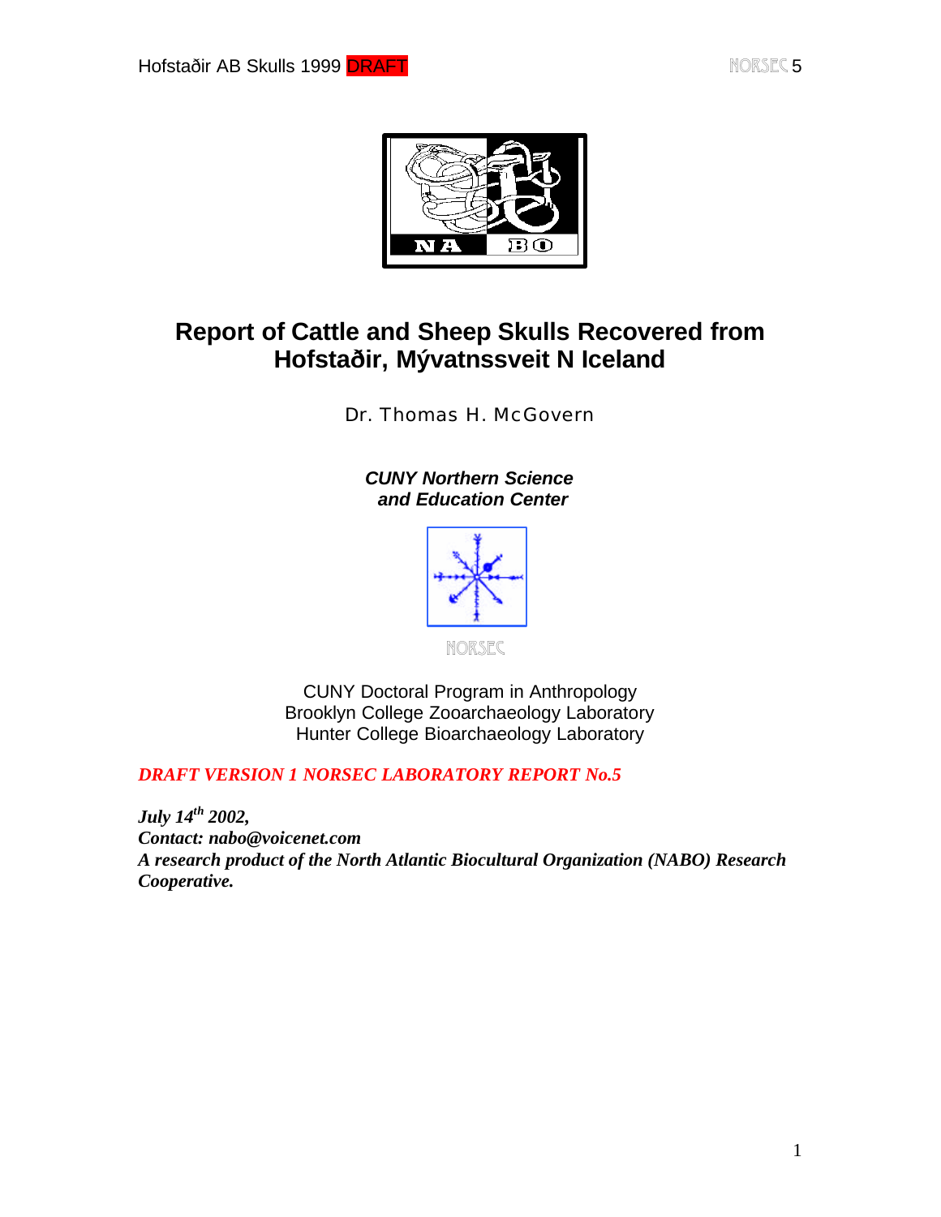# Report of Cattle and Sheep Skulls Recovered from Hofstaðir, Mývatnssveit N Iceland

Dr. Thomas H. McGovern

***CUNY Northern Science and Education Center***

NORSEC

CUNY Doctoral Program in Anthropology
Brooklyn College Zooarchaeology Laboratory
Hunter College Bioarchaeology Laboratory

***DRAFT VERSION 1 NORSEC LABORATORY REPORT No.5***

***July 14th 2002,***
***Contact: nabo@voicenet.com***
***A research product of the North Atlantic Biocultural Organization (NABO) Research Cooperative.***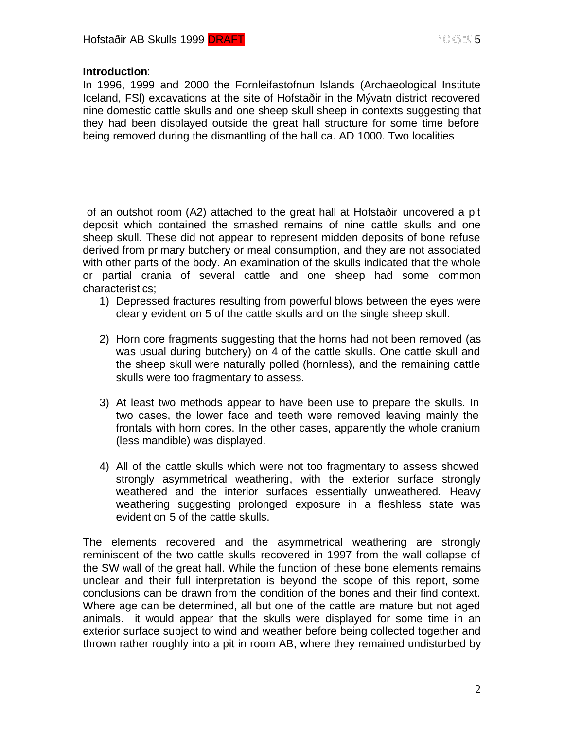**Introduction**:

In 1996, 1999 and 2000 the Fornleifastofnun Islands (Archaeological Institute Iceland, FSl) excavations at the site of Hofstaðir in the Mývatn district recovered nine domestic cattle skulls and one sheep skull sheep in contexts suggesting that they had been displayed outside the great hall structure for some time before being removed during the dismantling of the hall ca. AD 1000. Two localities

of an outshot room (A2) attached to the great hall at Hofstaðir uncovered a pit deposit which contained the smashed remains of nine cattle skulls and one sheep skull. These did not appear to represent midden deposits of bone refuse derived from primary butchery or meal consumption, and they are not associated with other parts of the body. An examination of the skulls indicated that the whole or partial crania of several cattle and one sheep had some common characteristics;

1) Depressed fractures resulting from powerful blows between the eyes were clearly evident on 5 of the cattle skulls and on the single sheep skull.

2) Horn core fragments suggesting that the horns had not been removed (as was usual during butchery) on 4 of the cattle skulls. One cattle skull and the sheep skull were naturally polled (hornless), and the remaining cattle skulls were too fragmentary to assess.

3) At least two methods appear to have been use to prepare the skulls. In two cases, the lower face and teeth were removed leaving mainly the frontals with horn cores. In the other cases, apparently the whole cranium (less mandible) was displayed.

4) All of the cattle skulls which were not too fragmentary to assess showed strongly asymmetrical weathering, with the exterior surface strongly weathered and the interior surfaces essentially unweathered. Heavy weathering suggesting prolonged exposure in a fleshless state was evident on 5 of the cattle skulls.

The elements recovered and the asymmetrical weathering are strongly reminiscent of the two cattle skulls recovered in 1997 from the wall collapse of the SW wall of the great hall. While the function of these bone elements remains unclear and their full interpretation is beyond the scope of this report, some conclusions can be drawn from the condition of the bones and their find context. Where age can be determined, all but one of the cattle are mature but not aged animals. it would appear that the skulls were displayed for some time in an exterior surface subject to wind and weather before being collected together and thrown rather roughly into a pit in room AB, where they remained undisturbed by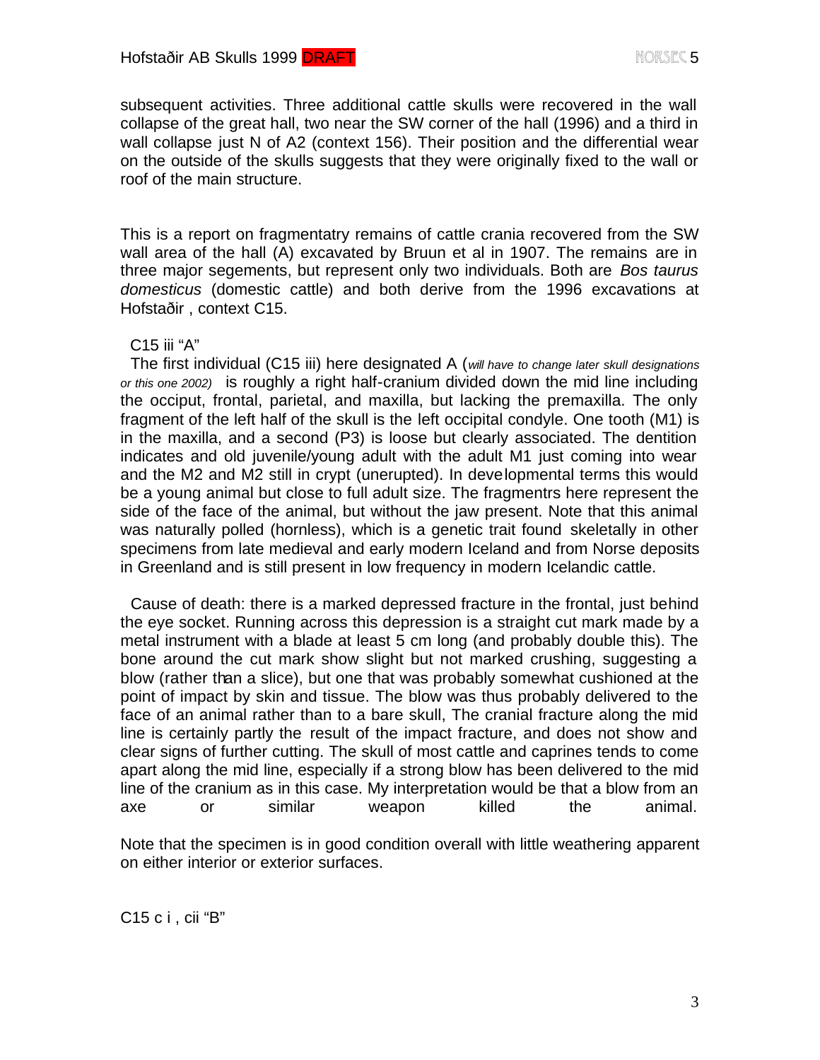subsequent activities. Three additional cattle skulls were recovered in the wall collapse of the great hall, two near the SW corner of the hall (1996) and a third in wall collapse just N of A2 (context 156). Their position and the differential wear on the outside of the skulls suggests that they were originally fixed to the wall or roof of the main structure.

This is a report on fragmentatry remains of cattle crania recovered from the SW wall area of the hall (A) excavated by Bruun et al in 1907. The remains are in three major segements, but represent only two individuals. Both are *Bos taurus domesticus* (domestic cattle) and both derive from the 1996 excavations at Hofstaðir , context C15.

C15 iii "A"

The first individual (C15 iii) here designated A (*will have to change later skull designations or this one 2002)* is roughly a right half-cranium divided down the mid line including the occiput, frontal, parietal, and maxilla, but lacking the premaxilla. The only fragment of the left half of the skull is the left occipital condyle. One tooth (M1) is in the maxilla, and a second (P3) is loose but clearly associated. The dentition indicates and old juvenile/young adult with the adult M1 just coming into wear and the M2 and M2 still in crypt (unerupted). In developmental terms this would be a young animal but close to full adult size. The fragmentrs here represent the side of the face of the animal, but without the jaw present. Note that this animal was naturally polled (hornless), which is a genetic trait found skeletally in other specimens from late medieval and early modern Iceland and from Norse deposits in Greenland and is still present in low frequency in modern Icelandic cattle.

Cause of death: there is a marked depressed fracture in the frontal, just behind the eye socket. Running across this depression is a straight cut mark made by a metal instrument with a blade at least 5 cm long (and probably double this). The bone around the cut mark show slight but not marked crushing, suggesting a blow (rather than a slice), but one that was probably somewhat cushioned at the point of impact by skin and tissue. The blow was thus probably delivered to the face of an animal rather than to a bare skull, The cranial fracture along the mid line is certainly partly the result of the impact fracture, and does not show and clear signs of further cutting. The skull of most cattle and caprines tends to come apart along the mid line, especially if a strong blow has been delivered to the mid line of the cranium as in this case. My interpretation would be that a blow from an axe or similar weapon killed the animal.

Note that the specimen is in good condition overall with little weathering apparent on either interior or exterior surfaces.

C15 c i , cii "B"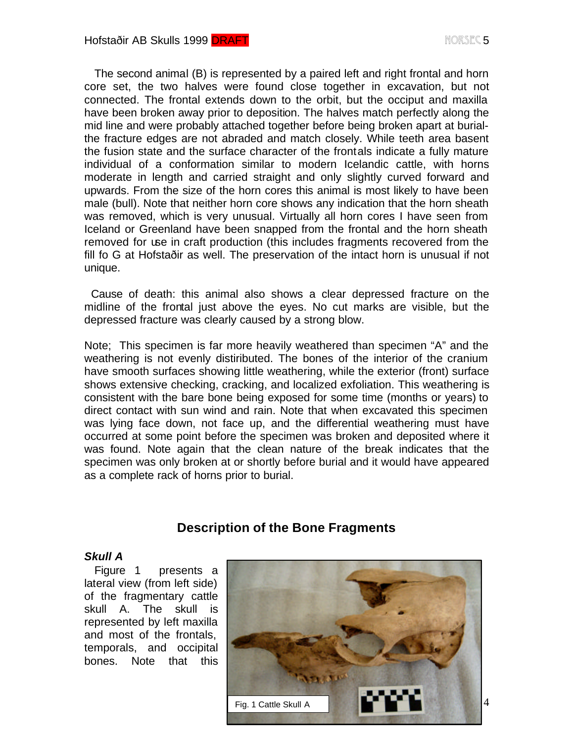The second animal (B) is represented by a paired left and right frontal and horn core set, the two halves were found close together in excavation, but not connected. The frontal extends down to the orbit, but the occiput and maxilla have been broken away prior to deposition. The halves match perfectly along the mid line and were probably attached together before being broken apart at burial- the fracture edges are not abraded and match closely. While teeth area basent the fusion state and the surface character of the frontals indicate a fully mature individual of a conformation similar to modern Icelandic cattle, with horns moderate in length and carried straight and only slightly curved forward and upwards. From the size of the horn cores this animal is most likely to have been male (bull). Note that neither horn core shows any indication that the horn sheath was removed, which is very unusual. Virtually all horn cores I have seen from Iceland or Greenland have been snapped from the frontal and the horn sheath removed for use in craft production (this includes fragments recovered from the fill fo G at Hofstaðir as well. The preservation of the intact horn is unusual if not unique.

Cause of death: this animal also shows a clear depressed fracture on the midline of the frontal just above the eyes. No cut marks are visible, but the depressed fracture was clearly caused by a strong blow.

Note; This specimen is far more heavily weathered than specimen "A" and the weathering is not evenly distiributed. The bones of the interior of the cranium have smooth surfaces showing little weathering, while the exterior (front) surface shows extensive checking, cracking, and localized exfoliation. This weathering is consistent with the bare bone being exposed for some time (months or years) to direct contact with sun wind and rain. Note that when excavated this specimen was lying face down, not face up, and the differential weathering must have occurred at some point before the specimen was broken and deposited where it was found. Note again that the clean nature of the break indicates that the specimen was only broken at or shortly before burial and it would have appeared as a complete rack of horns prior to burial.

## Description of the Bone Fragments

### *Skull A*

Figure 1 presents a lateral view (from left side) of the fragmentary cattle skull A. The skull is represented by left maxilla and most of the frontals, temporals, and occipital bones. Note that this

Fig. 1 Cattle Skull A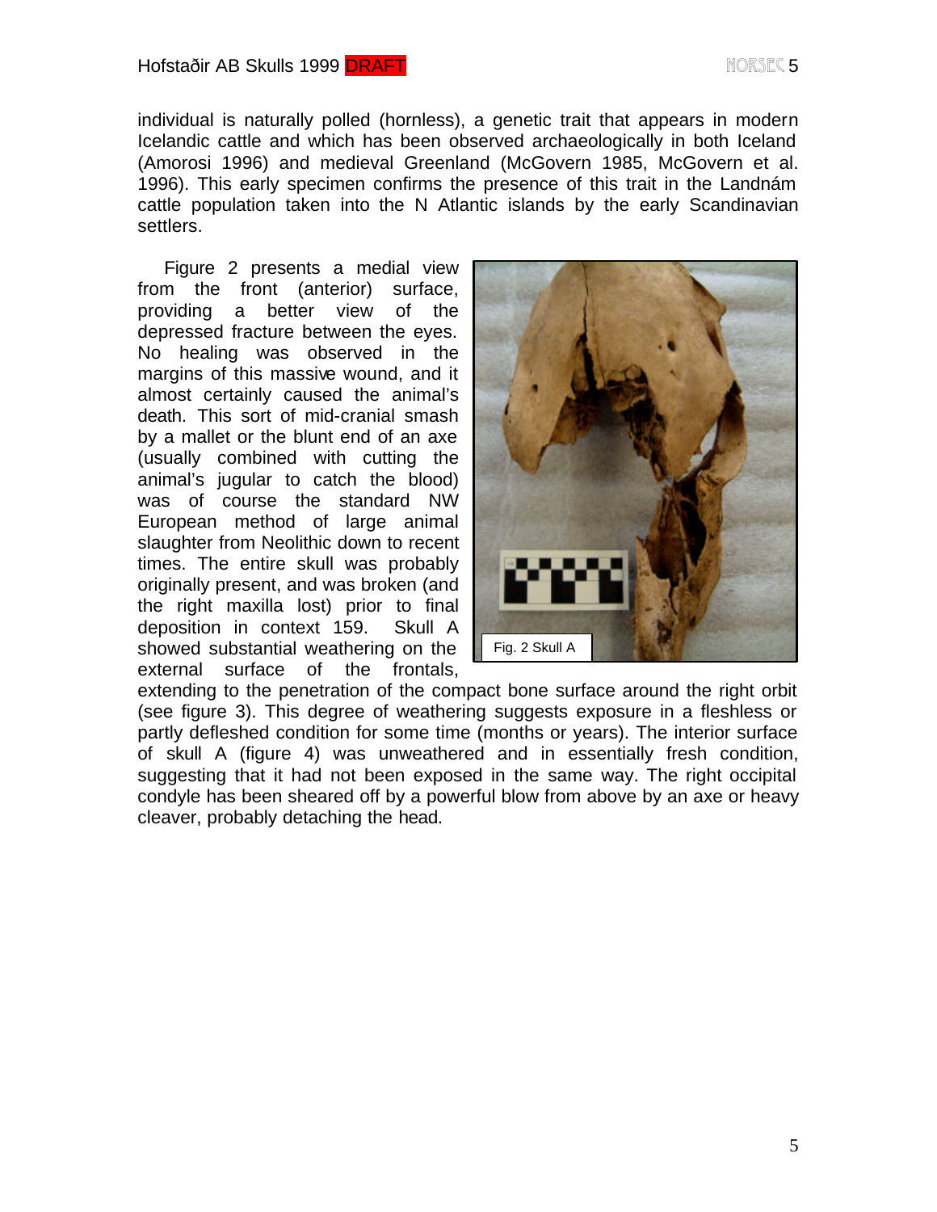individual is naturally polled (hornless), a genetic trait that appears in modern Icelandic cattle and which has been observed archaeologically in both Iceland (Amorosi 1996) and medieval Greenland (McGovern 1985, McGovern et al. 1996). This early specimen confirms the presence of this trait in the Landnám cattle population taken into the N Atlantic islands by the early Scandinavian settlers.

Figure 2 presents a medial view from the front (anterior) surface, providing a better view of the depressed fracture between the eyes. No healing was observed in the margins of this massive wound, and it almost certainly caused the animal's death. This sort of mid-cranial smash by a mallet or the blunt end of an axe (usually combined with cutting the animal's jugular to catch the blood) was of course the standard NW European method of large animal slaughter from Neolithic down to recent times. The entire skull was probably originally present, and was broken (and the right maxilla lost) prior to final deposition in context 159. Skull A showed substantial weathering on the external surface of the frontals, extending to the penetration of the compact bone surface around the right orbit (see figure 3). This degree of weathering suggests exposure in a fleshless or partly defleshed condition for some time (months or years). The interior surface of skull A (figure 4) was unweathered and in essentially fresh condition, suggesting that it had not been exposed in the same way. The right occipital condyle has been sheared off by a powerful blow from above by an axe or heavy cleaver, probably detaching the head.

Fig. 2 Skull A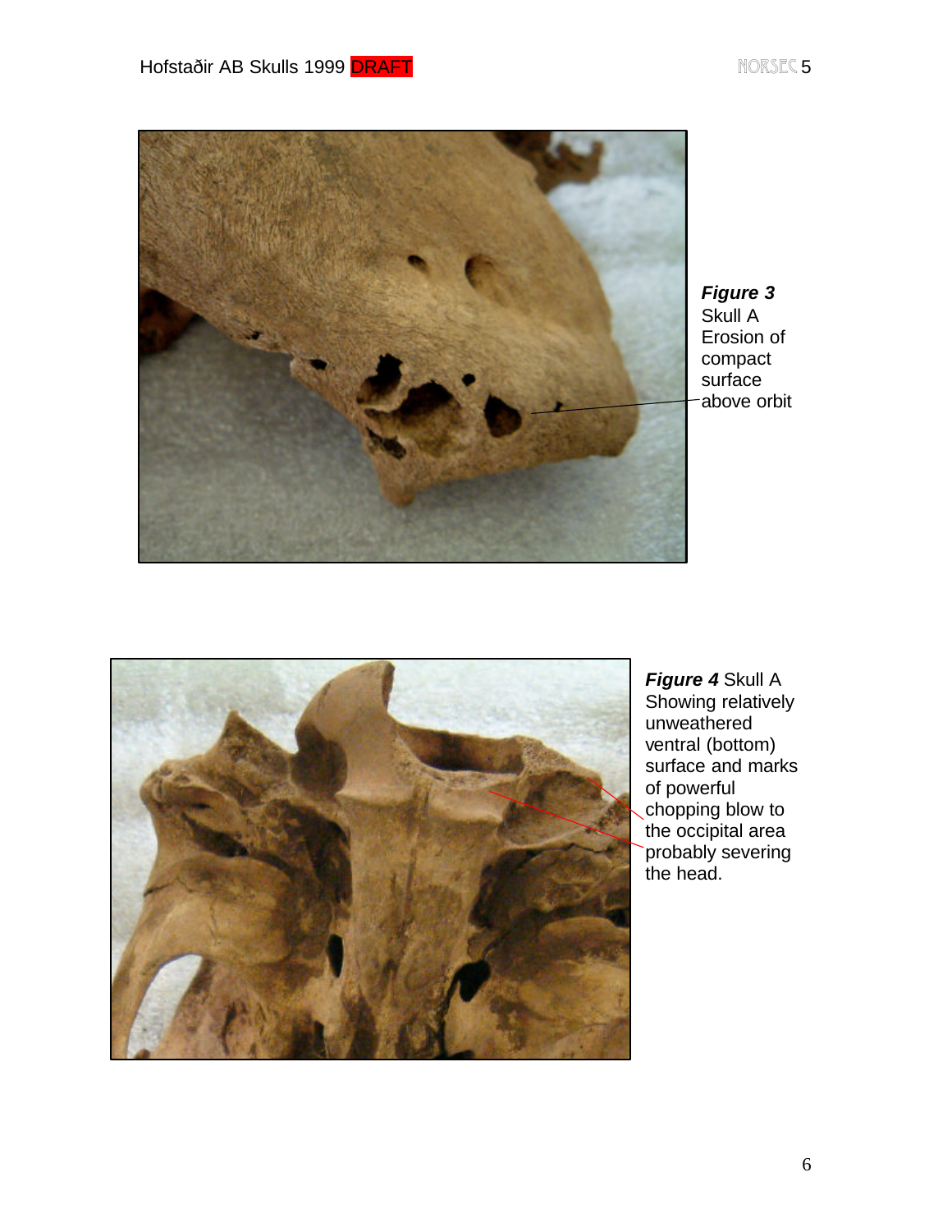***Figure 3***
Skull A
Erosion of compact surface above orbit

***Figure 4*** Skull A
Showing relatively unweathered ventral (bottom) surface and marks of powerful chopping blow to the occipital area probably severing the head.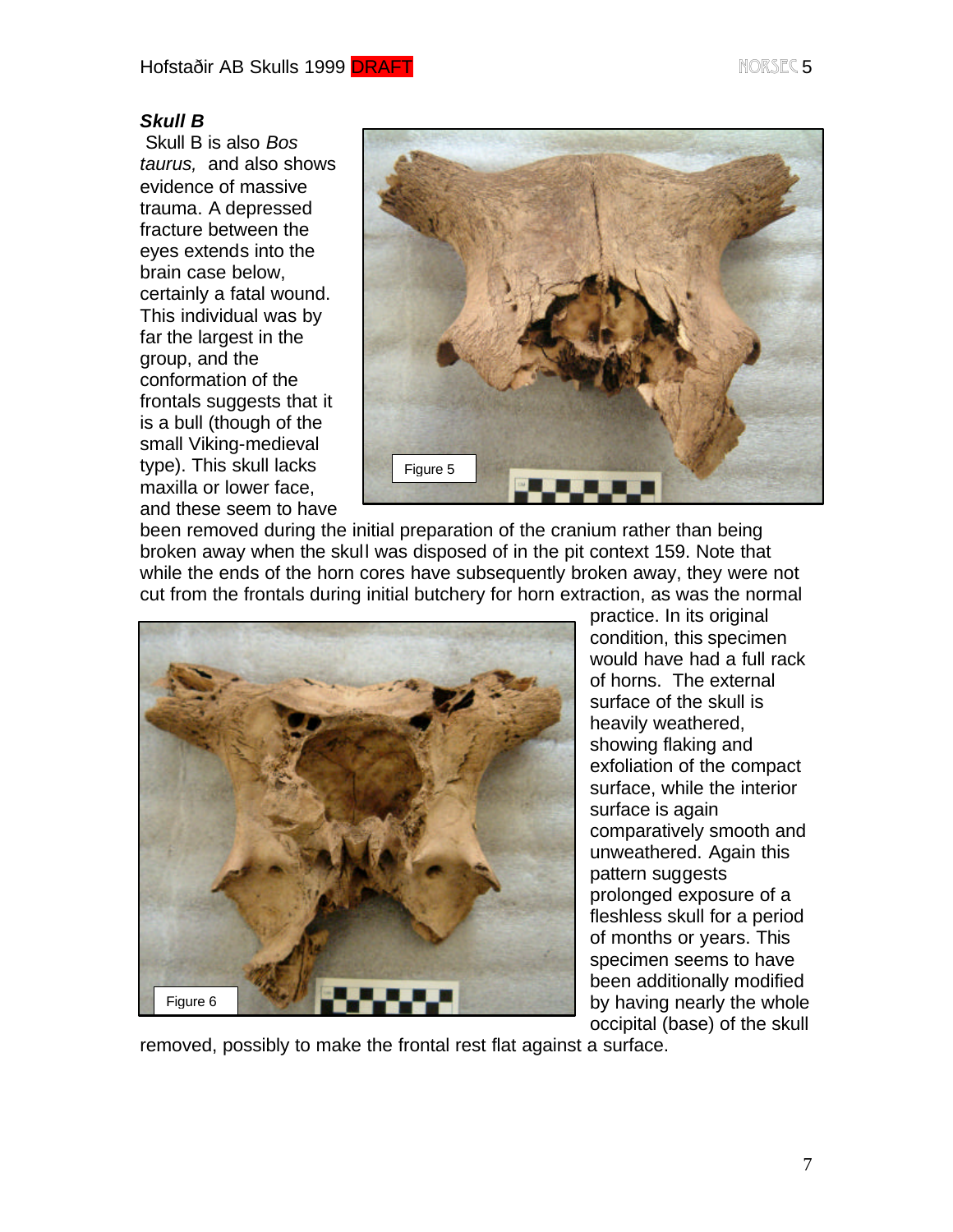***Skull B***

Skull B is also *Bos taurus,* and also shows evidence of massive trauma. A depressed fracture between the eyes extends into the brain case below, certainly a fatal wound. This individual was by far the largest in the group, and the conformation of the frontals suggests that it is a bull (though of the small Viking-medieval type). This skull lacks maxilla or lower face, and these seem to have been removed during the initial preparation of the cranium rather than being broken away when the skull was disposed of in the pit context 159. Note that while the ends of the horn cores have subsequently broken away, they were not cut from the frontals during initial butchery for horn extraction, as was the normal practice. In its original condition, this specimen would have had a full rack of horns. The external surface of the skull is heavily weathered, showing flaking and exfoliation of the compact surface, while the interior surface is again comparatively smooth and unweathered. Again this pattern suggests prolonged exposure of a fleshless skull for a period of months or years. This specimen seems to have been additionally modified by having nearly the whole occipital (base) of the skull removed, possibly to make the frontal rest flat against a surface.

Figure 5

Figure 6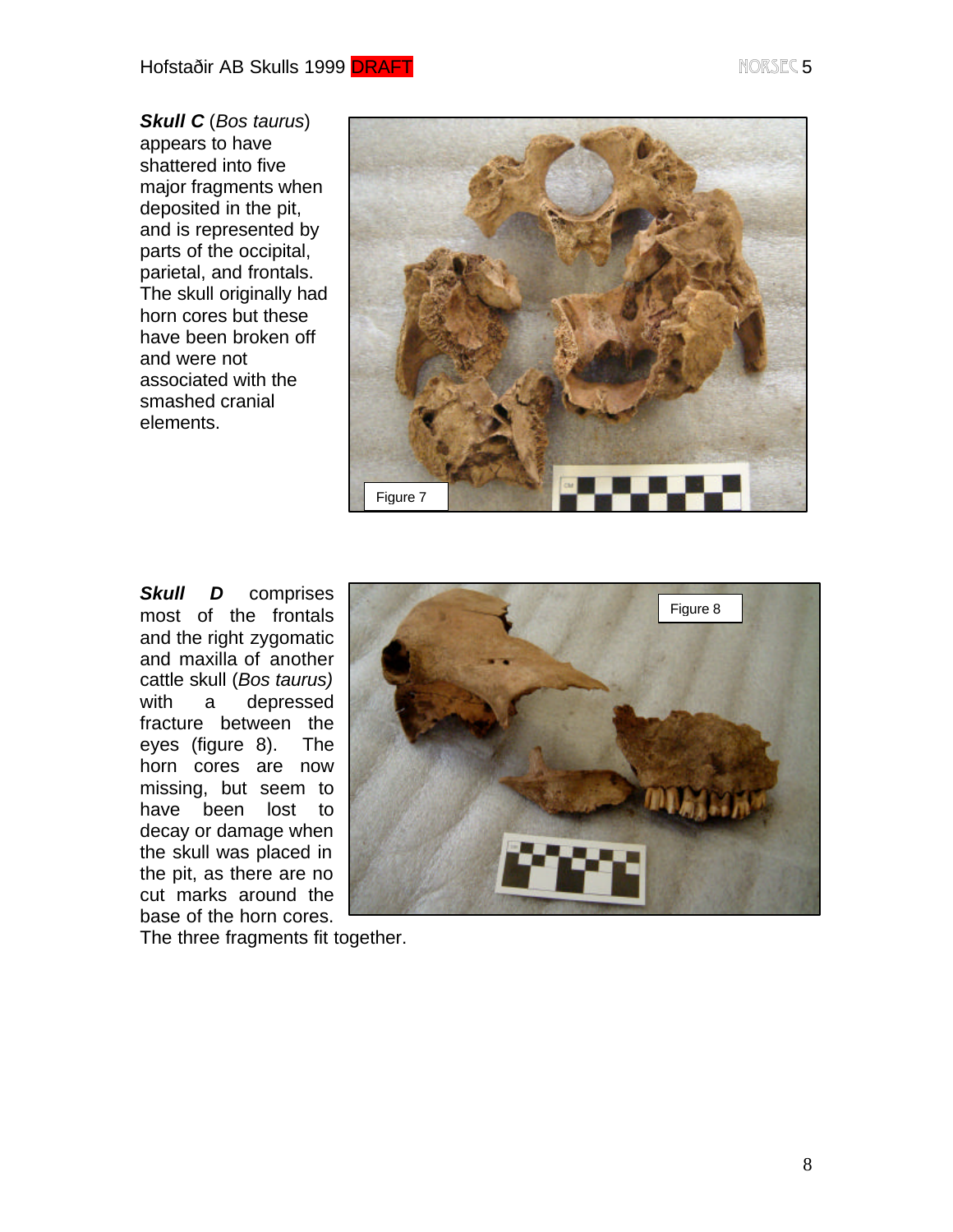***Skull C*** (*Bos taurus*) appears to have shattered into five major fragments when deposited in the pit, and is represented by parts of the occipital, parietal, and frontals. The skull originally had horn cores but these have been broken off and were not associated with the smashed cranial elements.

Figure 7

***Skull D*** comprises most of the frontals and the right zygomatic and maxilla of another cattle skull (*Bos taurus)* with a depressed fracture between the eyes (figure 8). The horn cores are now missing, but seem to have been lost to decay or damage when the skull was placed in the pit, as there are no cut marks around the base of the horn cores. The three fragments fit together.

Figure 8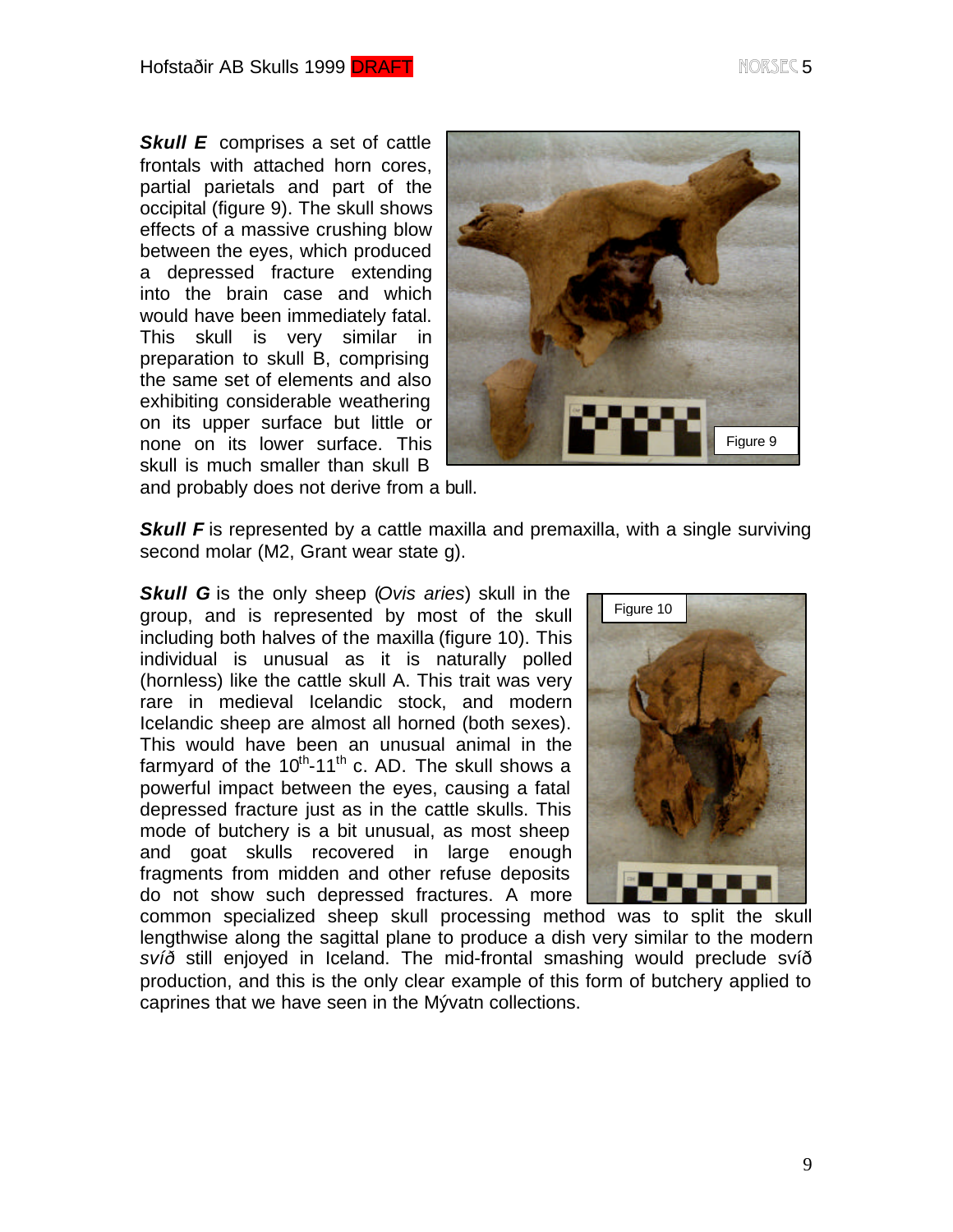***Skull E*** comprises a set of cattle frontals with attached horn cores, partial parietals and part of the occipital (figure 9). The skull shows effects of a massive crushing blow between the eyes, which produced a depressed fracture extending into the brain case and which would have been immediately fatal. This skull is very similar in preparation to skull B, comprising the same set of elements and also exhibiting considerable weathering on its upper surface but little or none on its lower surface. This skull is much smaller than skull B and probably does not derive from a bull.

Figure 9

***Skull F*** is represented by a cattle maxilla and premaxilla, with a single surviving second molar (M2, Grant wear state g).

***Skull G*** is the only sheep (*Ovis aries*) skull in the group, and is represented by most of the skull including both halves of the maxilla (figure 10). This individual is unusual as it is naturally polled (hornless) like the cattle skull A. This trait was very rare in medieval Icelandic stock, and modern Icelandic sheep are almost all horned (both sexes). This would have been an unusual animal in the farmyard of the 10th-11th c. AD. The skull shows a powerful impact between the eyes, causing a fatal depressed fracture just as in the cattle skulls. This mode of butchery is a bit unusual, as most sheep and goat skulls recovered in large enough fragments from midden and other refuse deposits do not show such depressed fractures. A more common specialized sheep skull processing method was to split the skull lengthwise along the sagittal plane to produce a dish very similar to the modern *svíð* still enjoyed in Iceland. The mid-frontal smashing would preclude svíð production, and this is the only clear example of this form of butchery applied to caprines that we have seen in the Mývatn collections.

Figure 10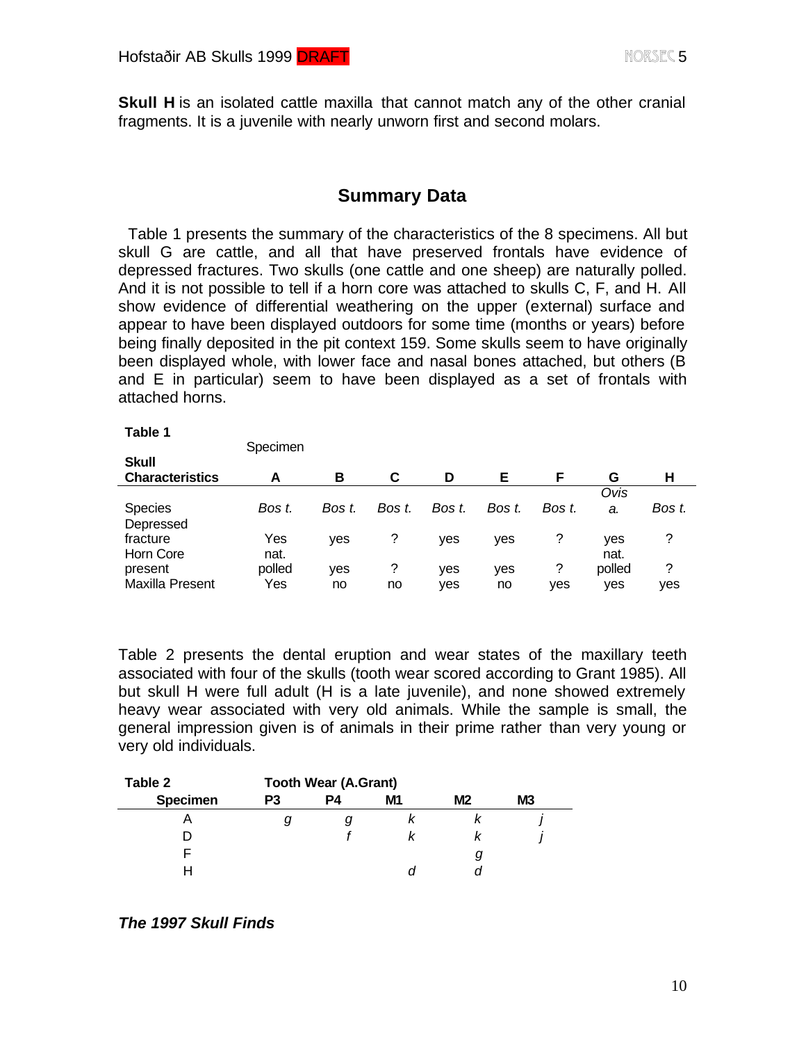**Skull H** is an isolated cattle maxilla that cannot match any of the other cranial fragments. It is a juvenile with nearly unworn first and second molars.

## Summary Data

Table 1 presents the summary of the characteristics of the 8 specimens. All but skull G are cattle, and all that have preserved frontals have evidence of depressed fractures. Two skulls (one cattle and one sheep) are naturally polled. And it is not possible to tell if a horn core was attached to skulls C, F, and H. All show evidence of differential weathering on the upper (external) surface and appear to have been displayed outdoors for some time (months or years) before being finally deposited in the pit context 159. Some skulls seem to have originally been displayed whole, with lower face and nasal bones attached, but others (B and E in particular) seem to have been displayed as a set of frontals with attached horns.

**Table 1**

| | Specimen | | | | | | | |
|---|---|---|---|---|---|---|---|---|
| **Skull Characteristics** | **A** | **B** | **C** | **D** | **E** | **F** | **G** | **H** |
| Species | *Bos t.* | *Bos t.* | *Bos t.* | *Bos t.* | *Bos t.* | *Bos t.* | *Ovis a.* | *Bos t.* |
| Depressed fracture | Yes | yes | ? | yes | yes | ? | yes | ? |
| Horn Core present | nat. polled | yes | ? | yes | yes | ? | nat. polled | ? |
| Maxilla Present | Yes | no | no | yes | no | yes | yes | yes |

Table 2 presents the dental eruption and wear states of the maxillary teeth associated with four of the skulls (tooth wear scored according to Grant 1985). All but skull H were full adult (H is a late juvenile), and none showed extremely heavy wear associated with very old animals. While the sample is small, the general impression given is of animals in their prime rather than very young or very old individuals.

**Table 2**

| | Tooth Wear (A.Grant) | | | | |
|---|---|---|---|---|---|
| **Specimen** | **P3** | **P4** | **M1** | **M2** | **M3** |
| A | *g* | *g* | *k* | *k* | *j* |
| D | | *f* | *k* | *k* | *j* |
| F | | | | *g* | |
| H | | | *d* | *d* | |

***The 1997 Skull Finds***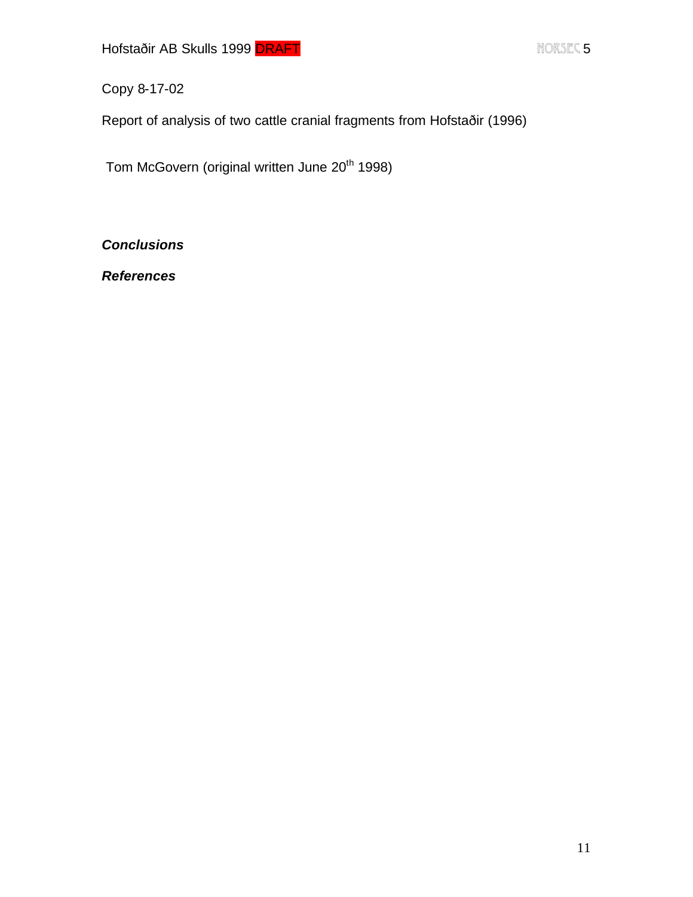Copy 8-17-02

Report of analysis of two cattle cranial fragments from Hofstaðir (1996)

Tom McGovern (original written June 20th 1998)

***Conclusions***

***References***